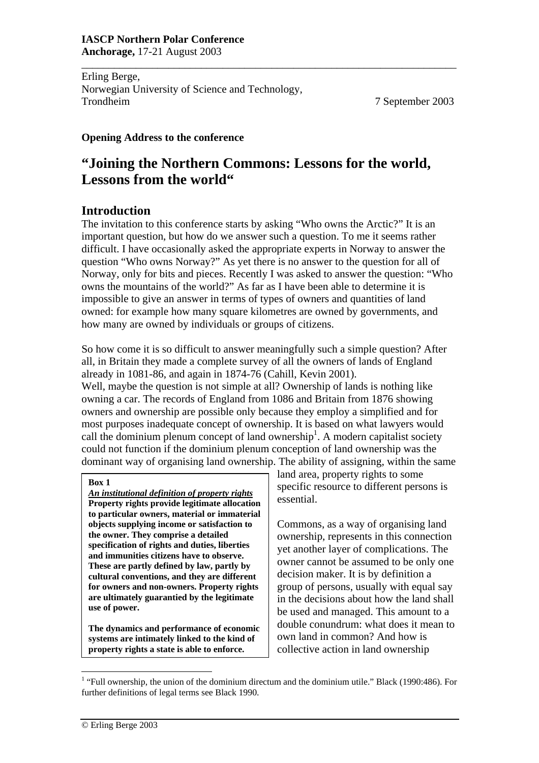**IASCP Northern Polar Conference**
**Anchorage,** 17-21 August 2003

Erling Berge,
Norwegian University of Science and Technology,
Trondheim 7 September 2003

**Opening Address to the conference**

# "Joining the Northern Commons: Lessons for the world, Lessons from the world"

## Introduction

The invitation to this conference starts by asking "Who owns the Arctic?" It is an important question, but how do we answer such a question. To me it seems rather difficult. I have occasionally asked the appropriate experts in Norway to answer the question "Who owns Norway?" As yet there is no answer to the question for all of Norway, only for bits and pieces. Recently I was asked to answer the question: "Who owns the mountains of the world?" As far as I have been able to determine it is impossible to give an answer in terms of types of owners and quantities of land owned: for example how many square kilometres are owned by governments, and how many are owned by individuals or groups of citizens.

So how come it is so difficult to answer meaningfully such a simple question? After all, in Britain they made a complete survey of all the owners of lands of England already in 1081-86, and again in 1874-76 (Cahill, Kevin 2001).
Well, maybe the question is not simple at all? Ownership of lands is nothing like owning a car. The records of England from 1086 and Britain from 1876 showing owners and ownership are possible only because they employ a simplified and for most purposes inadequate concept of ownership. It is based on what lawyers would call the dominium plenum concept of land ownership[1]. A modern capitalist society could not function if the dominium plenum conception of land ownership was the dominant way of organising land ownership. The ability of assigning, within the same land area, property rights to some specific resource to different persons is essential.

> **Box 1**
>
> ***An institutional definition of property rights***
> **Property rights provide legitimate allocation to particular owners, material or immaterial objects supplying income or satisfaction to the owner. They comprise a detailed specification of rights and duties, liberties and immunities citizens have to observe. These are partly defined by law, partly by cultural conventions, and they are different for owners and non-owners. Property rights are ultimately guarantied by the legitimate use of power.**
>
> **The dynamics and performance of economic systems are intimately linked to the kind of property rights a state is able to enforce.**

Commons, as a way of organising land ownership, represents in this connection yet another layer of complications. The owner cannot be assumed to be only one decision maker. It is by definition a group of persons, usually with equal say in the decisions about how the land shall be used and managed. This amount to a double conundrum: what does it mean to own land in common? And how is collective action in land ownership

[1] "Full ownership, the union of the dominium directum and the dominium utile." Black (1990:486). For further definitions of legal terms see Black 1990.

© Erling Berge 2003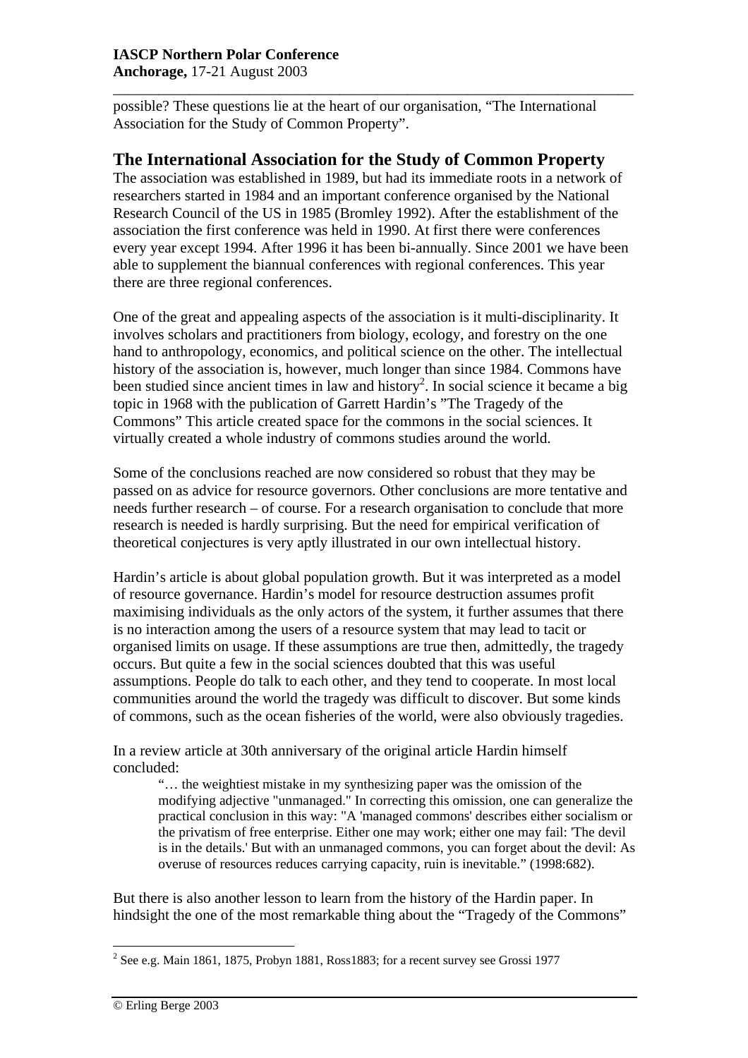possible? These questions lie at the heart of our organisation, "The International Association for the Study of Common Property".

## The International Association for the Study of Common Property

The association was established in 1989, but had its immediate roots in a network of researchers started in 1984 and an important conference organised by the National Research Council of the US in 1985 (Bromley 1992). After the establishment of the association the first conference was held in 1990. At first there were conferences every year except 1994. After 1996 it has been bi-annually. Since 2001 we have been able to supplement the biannual conferences with regional conferences. This year there are three regional conferences.

One of the great and appealing aspects of the association is it multi-disciplinarity. It involves scholars and practitioners from biology, ecology, and forestry on the one hand to anthropology, economics, and political science on the other. The intellectual history of the association is, however, much longer than since 1984. Commons have been studied since ancient times in law and history[2]. In social science it became a big topic in 1968 with the publication of Garrett Hardin's "The Tragedy of the Commons" This article created space for the commons in the social sciences. It virtually created a whole industry of commons studies around the world.

Some of the conclusions reached are now considered so robust that they may be passed on as advice for resource governors. Other conclusions are more tentative and needs further research – of course. For a research organisation to conclude that more research is needed is hardly surprising. But the need for empirical verification of theoretical conjectures is very aptly illustrated in our own intellectual history.

Hardin's article is about global population growth. But it was interpreted as a model of resource governance. Hardin's model for resource destruction assumes profit maximising individuals as the only actors of the system, it further assumes that there is no interaction among the users of a resource system that may lead to tacit or organised limits on usage. If these assumptions are true then, admittedly, the tragedy occurs. But quite a few in the social sciences doubted that this was useful assumptions. People do talk to each other, and they tend to cooperate. In most local communities around the world the tragedy was difficult to discover. But some kinds of commons, such as the ocean fisheries of the world, were also obviously tragedies.

In a review article at 30th anniversary of the original article Hardin himself concluded:

> "… the weightiest mistake in my synthesizing paper was the omission of the modifying adjective "unmanaged." In correcting this omission, one can generalize the practical conclusion in this way: "A 'managed commons' describes either socialism or the privatism of free enterprise. Either one may work; either one may fail: 'The devil is in the details.' But with an unmanaged commons, you can forget about the devil: As overuse of resources reduces carrying capacity, ruin is inevitable." (1998:682).

But there is also another lesson to learn from the history of the Hardin paper. In hindsight the one of the most remarkable thing about the "Tragedy of the Commons"

---

[2] See e.g. Main 1861, 1875, Probyn 1881, Ross1883; for a recent survey see Grossi 1977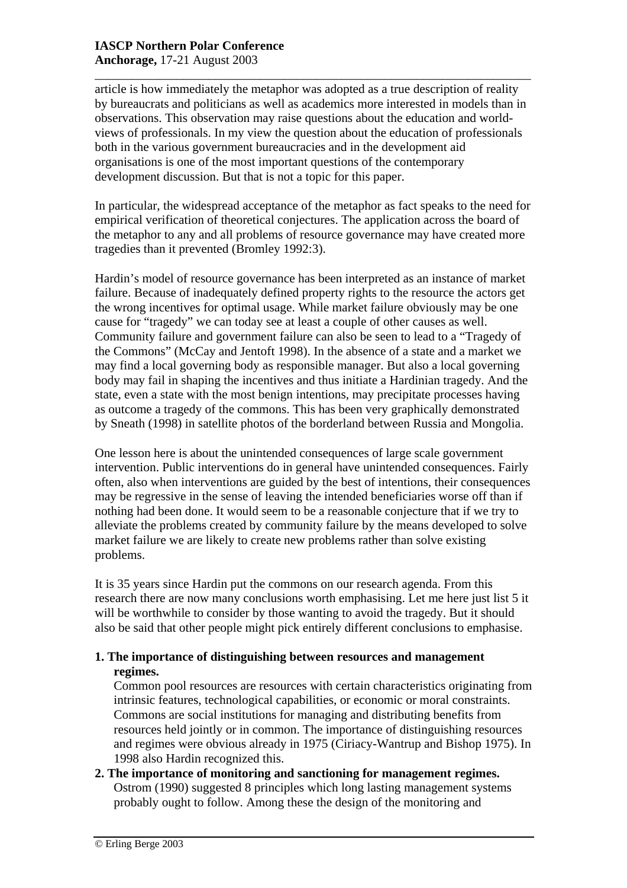article is how immediately the metaphor was adopted as a true description of reality by bureaucrats and politicians as well as academics more interested in models than in observations. This observation may raise questions about the education and world-views of professionals. In my view the question about the education of professionals both in the various government bureaucracies and in the development aid organisations is one of the most important questions of the contemporary development discussion. But that is not a topic for this paper.

In particular, the widespread acceptance of the metaphor as fact speaks to the need for empirical verification of theoretical conjectures. The application across the board of the metaphor to any and all problems of resource governance may have created more tragedies than it prevented (Bromley 1992:3).

Hardin's model of resource governance has been interpreted as an instance of market failure. Because of inadequately defined property rights to the resource the actors get the wrong incentives for optimal usage. While market failure obviously may be one cause for "tragedy" we can today see at least a couple of other causes as well. Community failure and government failure can also be seen to lead to a "Tragedy of the Commons" (McCay and Jentoft 1998). In the absence of a state and a market we may find a local governing body as responsible manager. But also a local governing body may fail in shaping the incentives and thus initiate a Hardinian tragedy. And the state, even a state with the most benign intentions, may precipitate processes having as outcome a tragedy of the commons. This has been very graphically demonstrated by Sneath (1998) in satellite photos of the borderland between Russia and Mongolia.

One lesson here is about the unintended consequences of large scale government intervention. Public interventions do in general have unintended consequences. Fairly often, also when interventions are guided by the best of intentions, their consequences may be regressive in the sense of leaving the intended beneficiaries worse off than if nothing had been done. It would seem to be a reasonable conjecture that if we try to alleviate the problems created by community failure by the means developed to solve market failure we are likely to create new problems rather than solve existing problems.

It is 35 years since Hardin put the commons on our research agenda. From this research there are now many conclusions worth emphasising. Let me here just list 5 it will be worthwhile to consider by those wanting to avoid the tragedy. But it should also be said that other people might pick entirely different conclusions to emphasise.

1. **The importance of distinguishing between resources and management regimes.**
   Common pool resources are resources with certain characteristics originating from intrinsic features, technological capabilities, or economic or moral constraints. Commons are social institutions for managing and distributing benefits from resources held jointly or in common. The importance of distinguishing resources and regimes were obvious already in 1975 (Ciriacy-Wantrup and Bishop 1975). In 1998 also Hardin recognized this.
2. **The importance of monitoring and sanctioning for management regimes.**
   Ostrom (1990) suggested 8 principles which long lasting management systems probably ought to follow. Among these the design of the monitoring and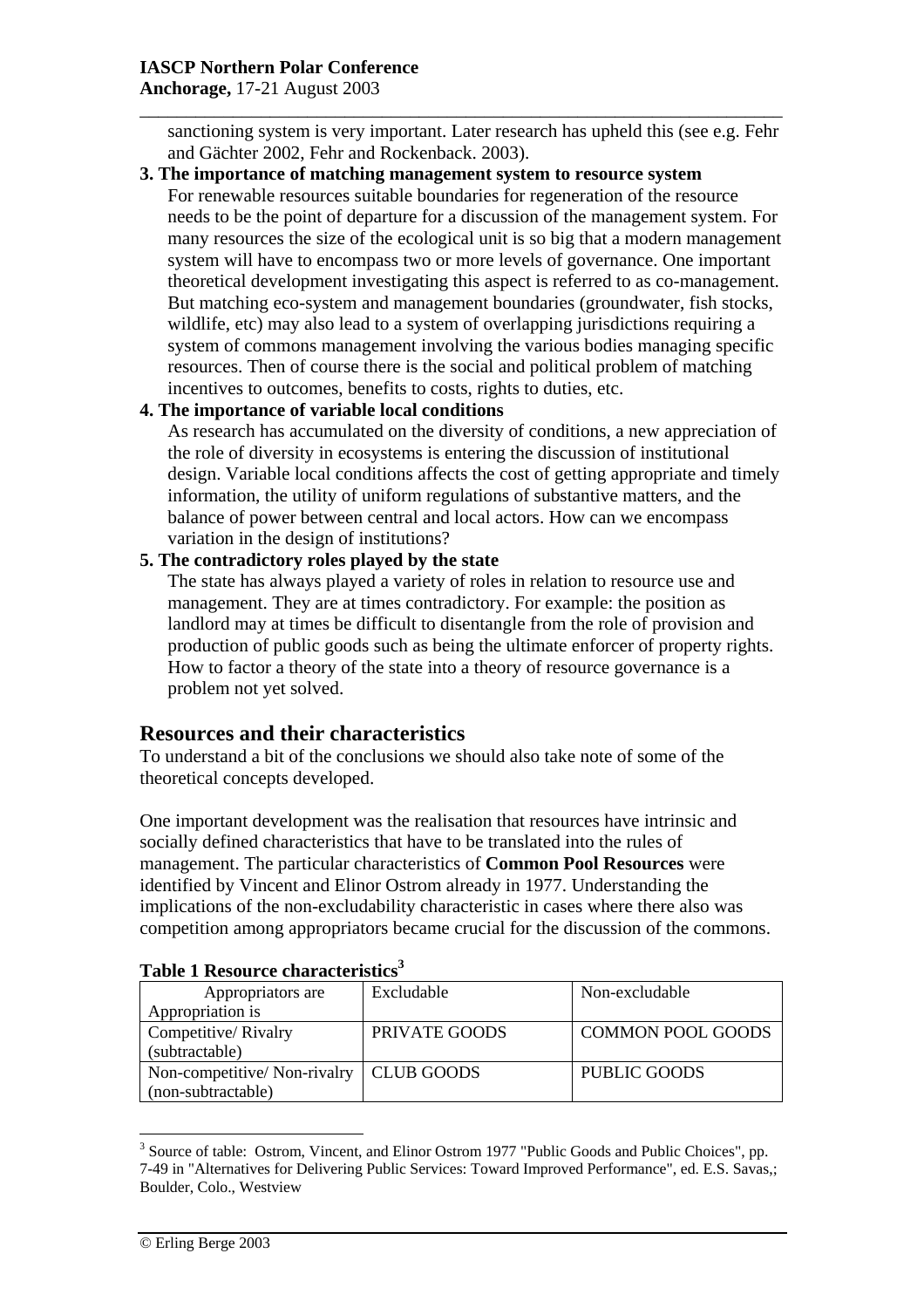sanctioning system is very important. Later research has upheld this (see e.g. Fehr and Gächter 2002, Fehr and Rockenback. 2003).

**3. The importance of matching management system to resource system**

For renewable resources suitable boundaries for regeneration of the resource needs to be the point of departure for a discussion of the management system. For many resources the size of the ecological unit is so big that a modern management system will have to encompass two or more levels of governance. One important theoretical development investigating this aspect is referred to as co-management. But matching eco-system and management boundaries (groundwater, fish stocks, wildlife, etc) may also lead to a system of overlapping jurisdictions requiring a system of commons management involving the various bodies managing specific resources. Then of course there is the social and political problem of matching incentives to outcomes, benefits to costs, rights to duties, etc.

**4. The importance of variable local conditions**

As research has accumulated on the diversity of conditions, a new appreciation of the role of diversity in ecosystems is entering the discussion of institutional design. Variable local conditions affects the cost of getting appropriate and timely information, the utility of uniform regulations of substantive matters, and the balance of power between central and local actors. How can we encompass variation in the design of institutions?

**5. The contradictory roles played by the state**

The state has always played a variety of roles in relation to resource use and management. They are at times contradictory. For example: the position as landlord may at times be difficult to disentangle from the role of provision and production of public goods such as being the ultimate enforcer of property rights. How to factor a theory of the state into a theory of resource governance is a problem not yet solved.

## Resources and their characteristics

To understand a bit of the conclusions we should also take note of some of the theoretical concepts developed.

One important development was the realisation that resources have intrinsic and socially defined characteristics that have to be translated into the rules of management. The particular characteristics of **Common Pool Resources** were identified by Vincent and Elinor Ostrom already in 1977. Understanding the implications of the non-excludability characteristic in cases where there also was competition among appropriators became crucial for the discussion of the commons.

**Table 1 Resource characteristics[3]**

| Appropriators are / Appropriation is | Excludable | Non-excludable |
|---|---|---|
| Competitive/ Rivalry (subtractable) | PRIVATE GOODS | COMMON POOL GOODS |
| Non-competitive/ Non-rivalry (non-subtractable) | CLUB GOODS | PUBLIC GOODS |

[3] Source of table: Ostrom, Vincent, and Elinor Ostrom 1977 "Public Goods and Public Choices", pp. 7-49 in "Alternatives for Delivering Public Services: Toward Improved Performance", ed. E.S. Savas,; Boulder, Colo., Westview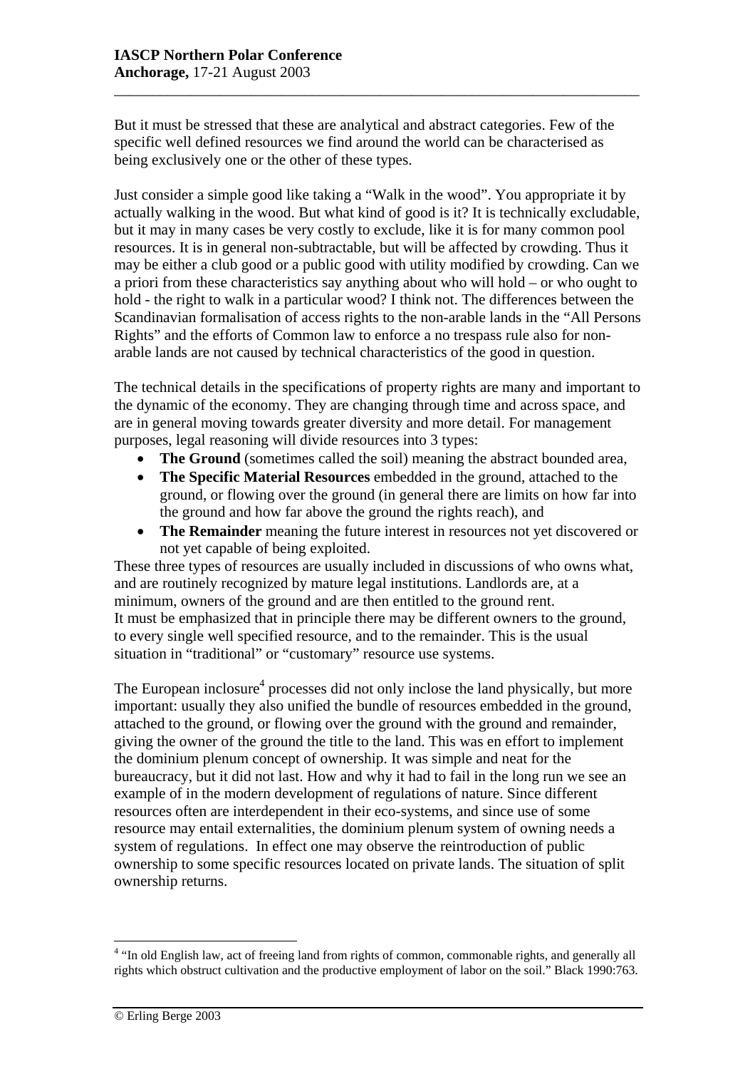But it must be stressed that these are analytical and abstract categories. Few of the specific well defined resources we find around the world can be characterised as being exclusively one or the other of these types.

Just consider a simple good like taking a "Walk in the wood". You appropriate it by actually walking in the wood. But what kind of good is it? It is technically excludable, but it may in many cases be very costly to exclude, like it is for many common pool resources. It is in general non-subtractable, but will be affected by crowding. Thus it may be either a club good or a public good with utility modified by crowding. Can we a priori from these characteristics say anything about who will hold – or who ought to hold - the right to walk in a particular wood? I think not. The differences between the Scandinavian formalisation of access rights to the non-arable lands in the "All Persons Rights" and the efforts of Common law to enforce a no trespass rule also for non-arable lands are not caused by technical characteristics of the good in question.

The technical details in the specifications of property rights are many and important to the dynamic of the economy. They are changing through time and across space, and are in general moving towards greater diversity and more detail. For management purposes, legal reasoning will divide resources into 3 types:

- **The Ground** (sometimes called the soil) meaning the abstract bounded area,
- **The Specific Material Resources** embedded in the ground, attached to the ground, or flowing over the ground (in general there are limits on how far into the ground and how far above the ground the rights reach), and
- **The Remainder** meaning the future interest in resources not yet discovered or not yet capable of being exploited.

These three types of resources are usually included in discussions of who owns what, and are routinely recognized by mature legal institutions. Landlords are, at a minimum, owners of the ground and are then entitled to the ground rent.
It must be emphasized that in principle there may be different owners to the ground, to every single well specified resource, and to the remainder. This is the usual situation in "traditional" or "customary" resource use systems.

The European inclosure[4] processes did not only inclose the land physically, but more important: usually they also unified the bundle of resources embedded in the ground, attached to the ground, or flowing over the ground with the ground and remainder, giving the owner of the ground the title to the land. This was en effort to implement the dominium plenum concept of ownership. It was simple and neat for the bureaucracy, but it did not last. How and why it had to fail in the long run we see an example of in the modern development of regulations of nature. Since different resources often are interdependent in their eco-systems, and since use of some resource may entail externalities, the dominium plenum system of owning needs a system of regulations. In effect one may observe the reintroduction of public ownership to some specific resources located on private lands. The situation of split ownership returns.

[4] "In old English law, act of freeing land from rights of common, commonable rights, and generally all rights which obstruct cultivation and the productive employment of labor on the soil." Black 1990:763.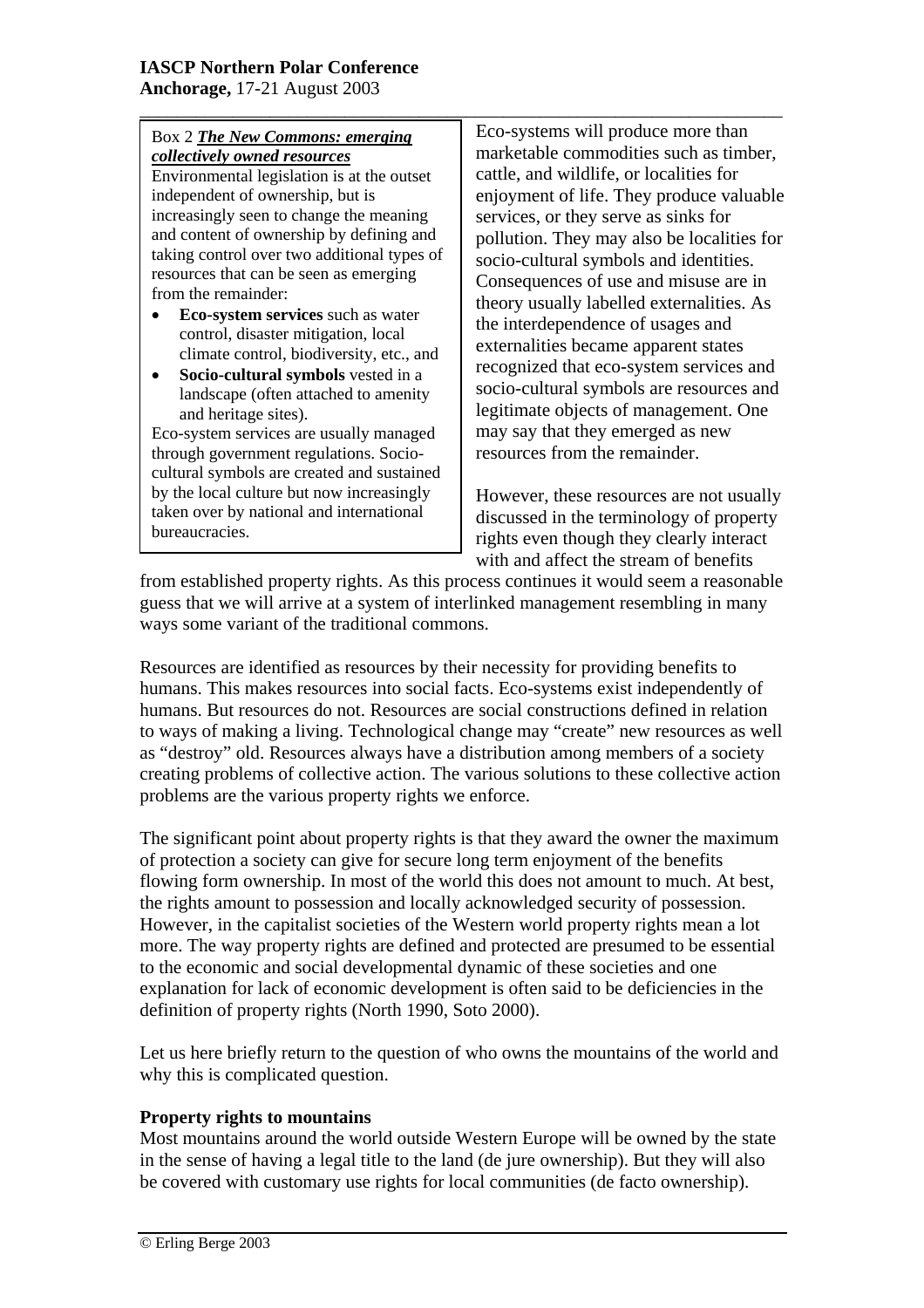> Box 2 ***The New Commons: emerging collectively owned resources***
>
> Environmental legislation is at the outset independent of ownership, but is increasingly seen to change the meaning and content of ownership by defining and taking control over two additional types of resources that can be seen as emerging from the remainder:
>
> - **Eco-system services** such as water control, disaster mitigation, local climate control, biodiversity, etc., and
> - **Socio-cultural symbols** vested in a landscape (often attached to amenity and heritage sites).
>
> Eco-system services are usually managed through government regulations. Socio-cultural symbols are created and sustained by the local culture but now increasingly taken over by national and international bureaucracies.

Eco-systems will produce more than marketable commodities such as timber, cattle, and wildlife, or localities for enjoyment of life. They produce valuable services, or they serve as sinks for pollution. They may also be localities for socio-cultural symbols and identities. Consequences of use and misuse are in theory usually labelled externalities. As the interdependence of usages and externalities became apparent states recognized that eco-system services and socio-cultural symbols are resources and legitimate objects of management. One may say that they emerged as new resources from the remainder.

However, these resources are not usually discussed in the terminology of property rights even though they clearly interact with and affect the stream of benefits from established property rights. As this process continues it would seem a reasonable guess that we will arrive at a system of interlinked management resembling in many ways some variant of the traditional commons.

Resources are identified as resources by their necessity for providing benefits to humans. This makes resources into social facts. Eco-systems exist independently of humans. But resources do not. Resources are social constructions defined in relation to ways of making a living. Technological change may "create" new resources as well as "destroy" old. Resources always have a distribution among members of a society creating problems of collective action. The various solutions to these collective action problems are the various property rights we enforce.

The significant point about property rights is that they award the owner the maximum of protection a society can give for secure long term enjoyment of the benefits flowing form ownership. In most of the world this does not amount to much. At best, the rights amount to possession and locally acknowledged security of possession. However, in the capitalist societies of the Western world property rights mean a lot more. The way property rights are defined and protected are presumed to be essential to the economic and social developmental dynamic of these societies and one explanation for lack of economic development is often said to be deficiencies in the definition of property rights (North 1990, Soto 2000).

Let us here briefly return to the question of who owns the mountains of the world and why this is complicated question.

**Property rights to mountains**

Most mountains around the world outside Western Europe will be owned by the state in the sense of having a legal title to the land (de jure ownership). But they will also be covered with customary use rights for local communities (de facto ownership).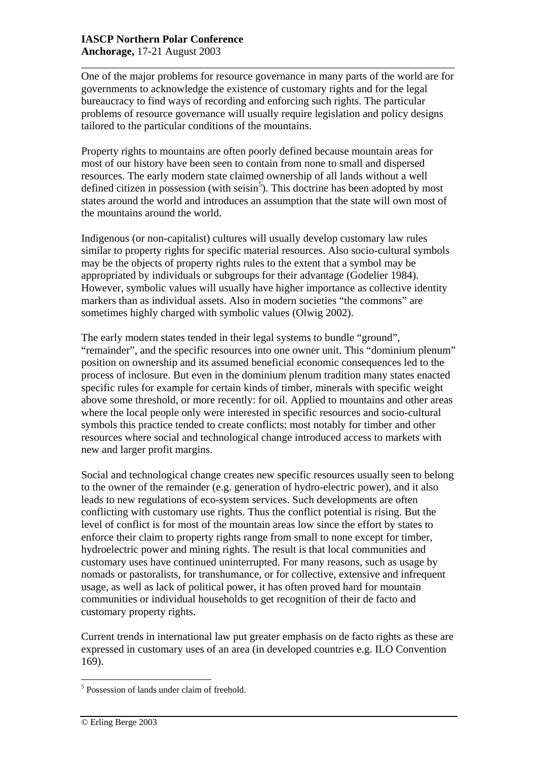One of the major problems for resource governance in many parts of the world are for governments to acknowledge the existence of customary rights and for the legal bureaucracy to find ways of recording and enforcing such rights. The particular problems of resource governance will usually require legislation and policy designs tailored to the particular conditions of the mountains.

Property rights to mountains are often poorly defined because mountain areas for most of our history have been seen to contain from none to small and dispersed resources. The early modern state claimed ownership of all lands without a well defined citizen in possession (with seisin[5]). This doctrine has been adopted by most states around the world and introduces an assumption that the state will own most of the mountains around the world.

Indigenous (or non-capitalist) cultures will usually develop customary law rules similar to property rights for specific material resources. Also socio-cultural symbols may be the objects of property rights rules to the extent that a symbol may be appropriated by individuals or subgroups for their advantage (Godelier 1984). However, symbolic values will usually have higher importance as collective identity markers than as individual assets. Also in modern societies "the commons" are sometimes highly charged with symbolic values (Olwig 2002).

The early modern states tended in their legal systems to bundle "ground", "remainder", and the specific resources into one owner unit. This "dominium plenum" position on ownership and its assumed beneficial economic consequences led to the process of inclosure. But even in the dominium plenum tradition many states enacted specific rules for example for certain kinds of timber, minerals with specific weight above some threshold, or more recently: for oil. Applied to mountains and other areas where the local people only were interested in specific resources and socio-cultural symbols this practice tended to create conflicts: most notably for timber and other resources where social and technological change introduced access to markets with new and larger profit margins.

Social and technological change creates new specific resources usually seen to belong to the owner of the remainder (e.g. generation of hydro-electric power), and it also leads to new regulations of eco-system services. Such developments are often conflicting with customary use rights. Thus the conflict potential is rising. But the level of conflict is for most of the mountain areas low since the effort by states to enforce their claim to property rights range from small to none except for timber, hydroelectric power and mining rights. The result is that local communities and customary uses have continued uninterrupted. For many reasons, such as usage by nomads or pastoralists, for transhumance, or for collective, extensive and infrequent usage, as well as lack of political power, it has often proved hard for mountain communities or individual households to get recognition of their de facto and customary property rights.

Current trends in international law put greater emphasis on de facto rights as these are expressed in customary uses of an area (in developed countries e.g. ILO Convention 169).

[5] Possession of lands under claim of freehold.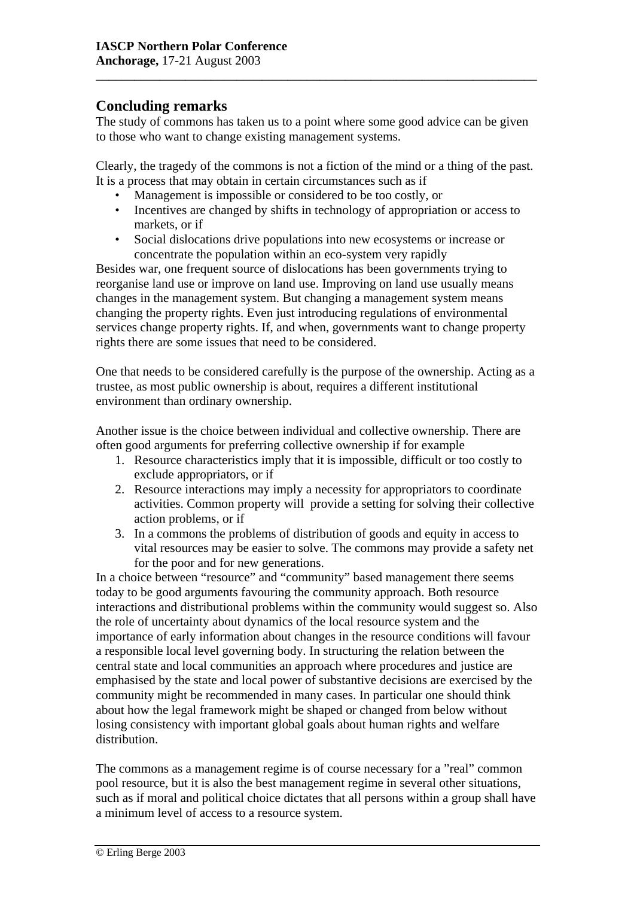## Concluding remarks

The study of commons has taken us to a point where some good advice can be given to those who want to change existing management systems.

Clearly, the tragedy of the commons is not a fiction of the mind or a thing of the past. It is a process that may obtain in certain circumstances such as if

- Management is impossible or considered to be too costly, or
- Incentives are changed by shifts in technology of appropriation or access to markets, or if
- Social dislocations drive populations into new ecosystems or increase or concentrate the population within an eco-system very rapidly

Besides war, one frequent source of dislocations has been governments trying to reorganise land use or improve on land use. Improving on land use usually means changes in the management system. But changing a management system means changing the property rights. Even just introducing regulations of environmental services change property rights. If, and when, governments want to change property rights there are some issues that need to be considered.

One that needs to be considered carefully is the purpose of the ownership. Acting as a trustee, as most public ownership is about, requires a different institutional environment than ordinary ownership.

Another issue is the choice between individual and collective ownership. There are often good arguments for preferring collective ownership if for example

1. Resource characteristics imply that it is impossible, difficult or too costly to exclude appropriators, or if
2. Resource interactions may imply a necessity for appropriators to coordinate activities. Common property will provide a setting for solving their collective action problems, or if
3. In a commons the problems of distribution of goods and equity in access to vital resources may be easier to solve. The commons may provide a safety net for the poor and for new generations.

In a choice between "resource" and "community" based management there seems today to be good arguments favouring the community approach. Both resource interactions and distributional problems within the community would suggest so. Also the role of uncertainty about dynamics of the local resource system and the importance of early information about changes in the resource conditions will favour a responsible local level governing body. In structuring the relation between the central state and local communities an approach where procedures and justice are emphasised by the state and local power of substantive decisions are exercised by the community might be recommended in many cases. In particular one should think about how the legal framework might be shaped or changed from below without losing consistency with important global goals about human rights and welfare distribution.

The commons as a management regime is of course necessary for a "real" common pool resource, but it is also the best management regime in several other situations, such as if moral and political choice dictates that all persons within a group shall have a minimum level of access to a resource system.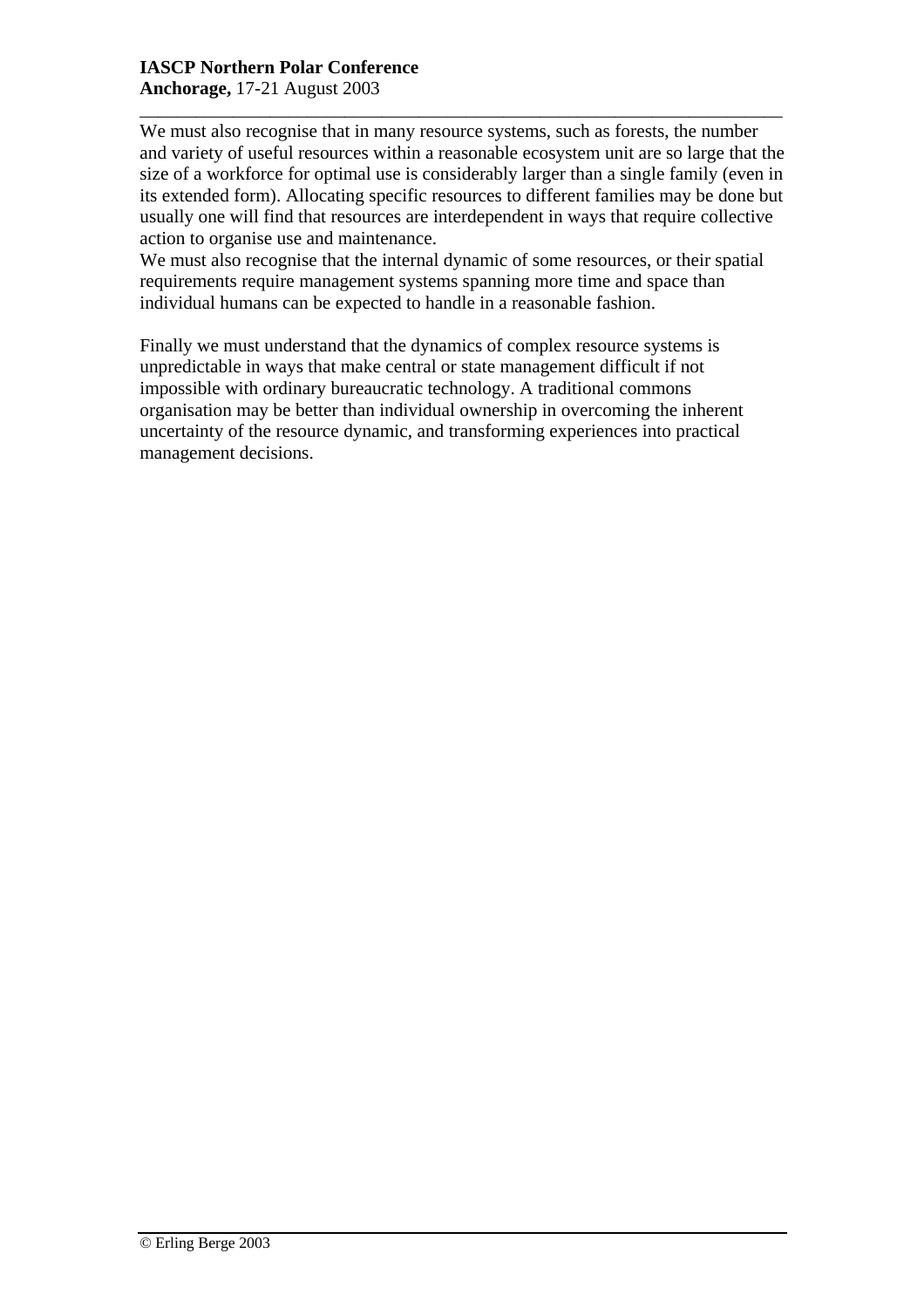We must also recognise that in many resource systems, such as forests, the number and variety of useful resources within a reasonable ecosystem unit are so large that the size of a workforce for optimal use is considerably larger than a single family (even in its extended form). Allocating specific resources to different families may be done but usually one will find that resources are interdependent in ways that require collective action to organise use and maintenance.

We must also recognise that the internal dynamic of some resources, or their spatial requirements require management systems spanning more time and space than individual humans can be expected to handle in a reasonable fashion.

Finally we must understand that the dynamics of complex resource systems is unpredictable in ways that make central or state management difficult if not impossible with ordinary bureaucratic technology. A traditional commons organisation may be better than individual ownership in overcoming the inherent uncertainty of the resource dynamic, and transforming experiences into practical management decisions.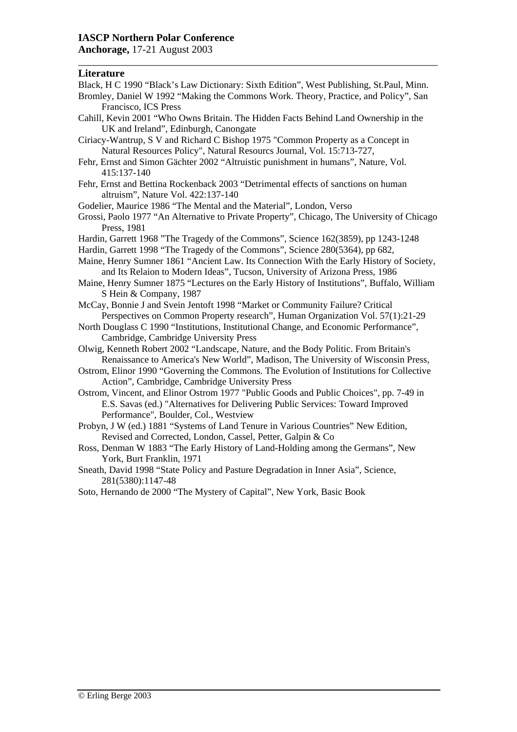## Literature

Black, H C 1990 "Black's Law Dictionary: Sixth Edition", West Publishing, St.Paul, Minn.

Bromley, Daniel W 1992 "Making the Commons Work. Theory, Practice, and Policy", San Francisco, ICS Press

Cahill, Kevin 2001 "Who Owns Britain. The Hidden Facts Behind Land Ownership in the UK and Ireland", Edinburgh, Canongate

Ciriacy-Wantrup, S V and Richard C Bishop 1975 "Common Property as a Concept in Natural Resources Policy", Natural Resourcs Journal, Vol. 15:713-727,

Fehr, Ernst and Simon Gächter 2002 "Altruistic punishment in humans", Nature, Vol. 415:137-140

Fehr, Ernst and Bettina Rockenback 2003 "Detrimental effects of sanctions on human altruism", Nature Vol. 422:137-140

Godelier, Maurice 1986 "The Mental and the Material", London, Verso

Grossi, Paolo 1977 "An Alternative to Private Property", Chicago, The University of Chicago Press, 1981

Hardin, Garrett 1968 "The Tragedy of the Commons", Science 162(3859), pp 1243-1248

Hardin, Garrett 1998 "The Tragedy of the Commons", Science 280(5364), pp 682,

Maine, Henry Sumner 1861 "Ancient Law. Its Connection With the Early History of Society, and Its Relaion to Modern Ideas", Tucson, University of Arizona Press, 1986

Maine, Henry Sumner 1875 "Lectures on the Early History of Institutions", Buffalo, William S Hein & Company, 1987

McCay, Bonnie J and Svein Jentoft 1998 "Market or Community Failure? Critical Perspectives on Common Property research", Human Organization Vol. 57(1):21-29

North Douglass C 1990 "Institutions, Institutional Change, and Economic Performance", Cambridge, Cambridge University Press

Olwig, Kenneth Robert 2002 "Landscape, Nature, and the Body Politic. From Britain's Renaissance to America's New World", Madison, The University of Wisconsin Press,

Ostrom, Elinor 1990 "Governing the Commons. The Evolution of Institutions for Collective Action", Cambridge, Cambridge University Press

Ostrom, Vincent, and Elinor Ostrom 1977 "Public Goods and Public Choices", pp. 7-49 in E.S. Savas (ed.) "Alternatives for Delivering Public Services: Toward Improved Performance", Boulder, Col., Westview

Probyn, J W (ed.) 1881 "Systems of Land Tenure in Various Countries" New Edition, Revised and Corrected, London, Cassel, Petter, Galpin & Co

Ross, Denman W 1883 "The Early History of Land-Holding among the Germans", New York, Burt Franklin, 1971

Sneath, David 1998 "State Policy and Pasture Degradation in Inner Asia", Science, 281(5380):1147-48

Soto, Hernando de 2000 "The Mystery of Capital", New York, Basic Book